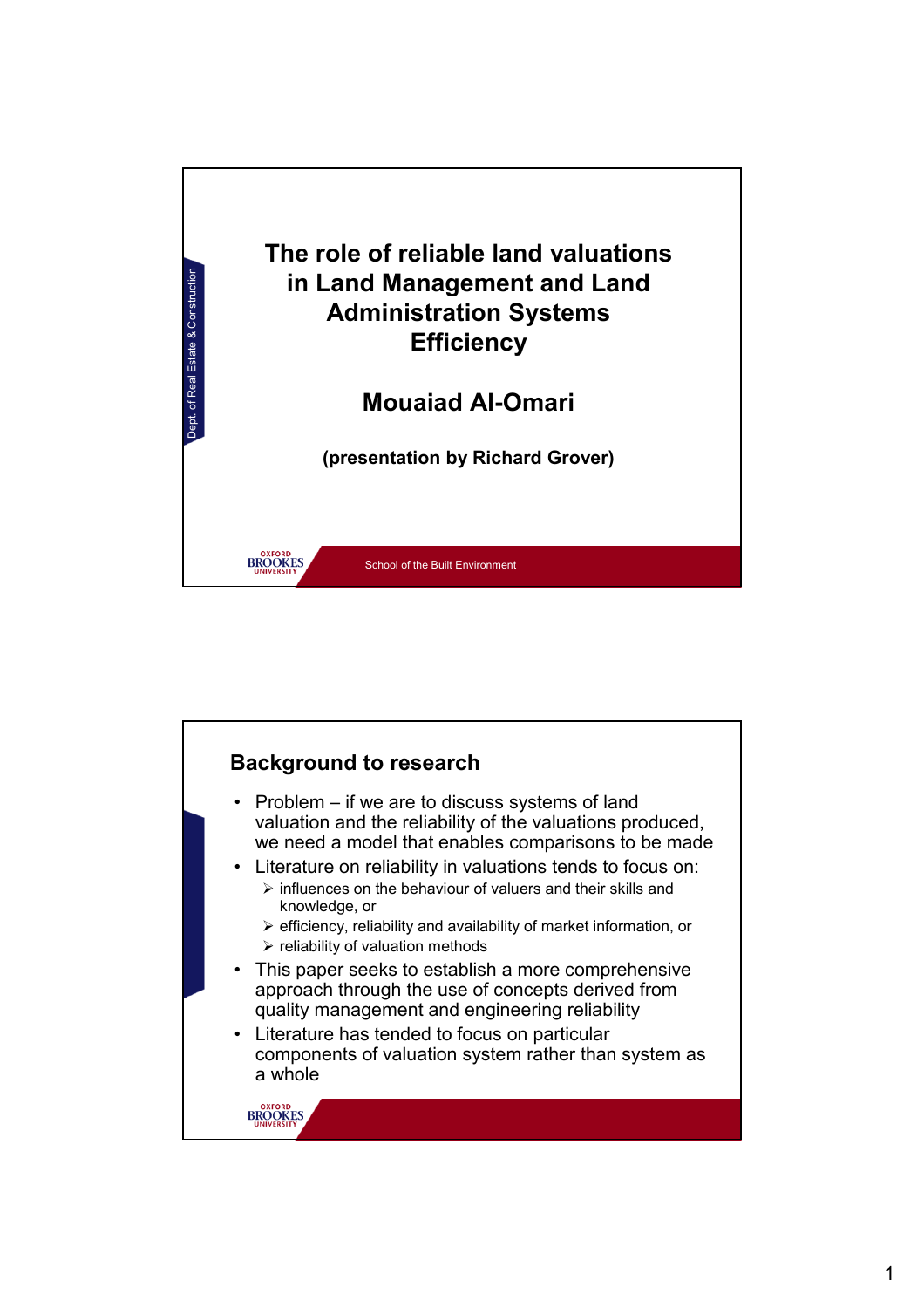# The role of reliable land valuations in Land Management and Land Administration Systems Efficiency

**Mouaiad Al-Omari**

**(presentation by Richard Grover)**

Dept. of Real Estate & Construction

Oxford Brookes University

School of the Built Environment

## Background to research

- Problem – if we are to discuss systems of land valuation and the reliability of the valuations produced, we need a model that enables comparisons to be made
- Literature on reliability in valuations tends to focus on:
  - influences on the behaviour of valuers and their skills and knowledge, or
  - efficiency, reliability and availability of market information, or
  - reliability of valuation methods
- This paper seeks to establish a more comprehensive approach through the use of concepts derived from quality management and engineering reliability
- Literature has tended to focus on particular components of valuation system rather than system as a whole

Oxford Brookes University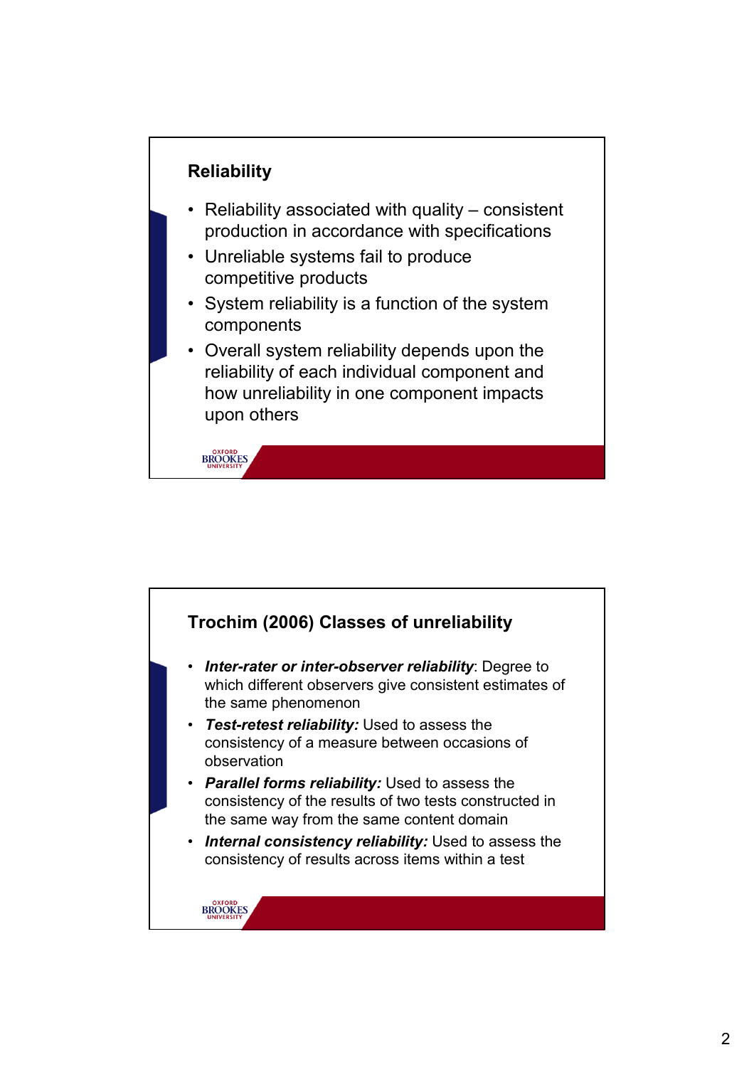## Reliability

- Reliability associated with quality – consistent production in accordance with specifications
- Unreliable systems fail to produce competitive products
- System reliability is a function of the system components
- Overall system reliability depends upon the reliability of each individual component and how unreliability in one component impacts upon others

## Trochim (2006) Classes of unreliability

- ***Inter-rater or inter-observer reliability***: Degree to which different observers give consistent estimates of the same phenomenon
- ***Test-retest reliability:*** Used to assess the consistency of a measure between occasions of observation
- ***Parallel forms reliability:*** Used to assess the consistency of the results of two tests constructed in the same way from the same content domain
- ***Internal consistency reliability:*** Used to assess the consistency of results across items within a test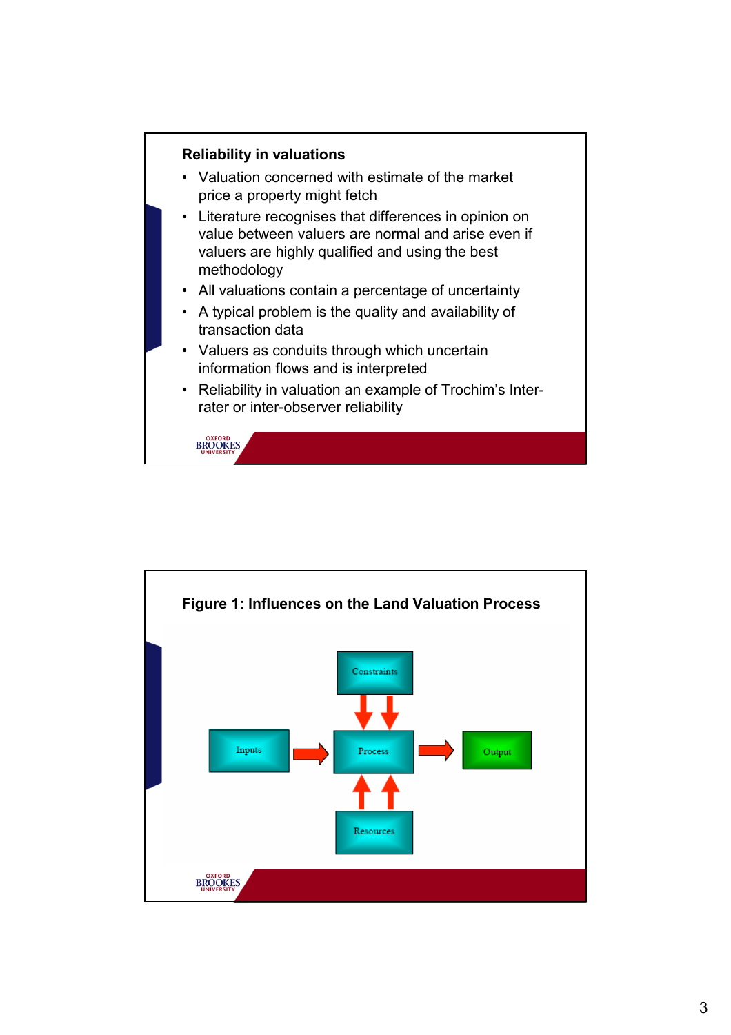## Reliability in valuations

- Valuation concerned with estimate of the market price a property might fetch
- Literature recognises that differences in opinion on value between valuers are normal and arise even if valuers are highly qualified and using the best methodology
- All valuations contain a percentage of uncertainty
- A typical problem is the quality and availability of transaction data
- Valuers as conduits through which uncertain information flows and is interpreted
- Reliability in valuation an example of Trochim's Inter-rater or inter-observer reliability

## Figure 1: Influences on the Land Valuation Process

Constraints

Inputs → Process → Output

Resources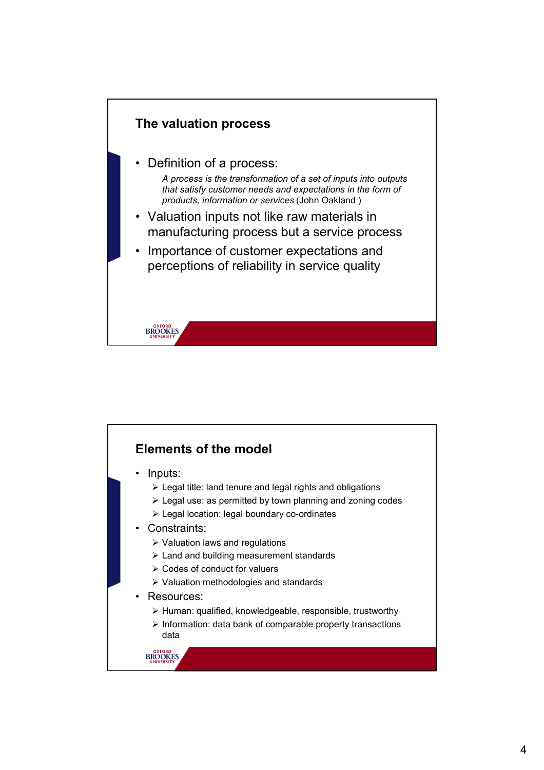## The valuation process

- Definition of a process:

  *A process is the transformation of a set of inputs into outputs that satisfy customer needs and expectations in the form of products, information or services* (John Oakland )
- Valuation inputs not like raw materials in manufacturing process but a service process
- Importance of customer expectations and perceptions of reliability in service quality

## Elements of the model

- Inputs:
  - Legal title: land tenure and legal rights and obligations
  - Legal use: as permitted by town planning and zoning codes
  - Legal location: legal boundary co-ordinates
- Constraints:
  - Valuation laws and regulations
  - Land and building measurement standards
  - Codes of conduct for valuers
  - Valuation methodologies and standards
- Resources:
  - Human: qualified, knowledgeable, responsible, trustworthy
  - Information: data bank of comparable property transactions data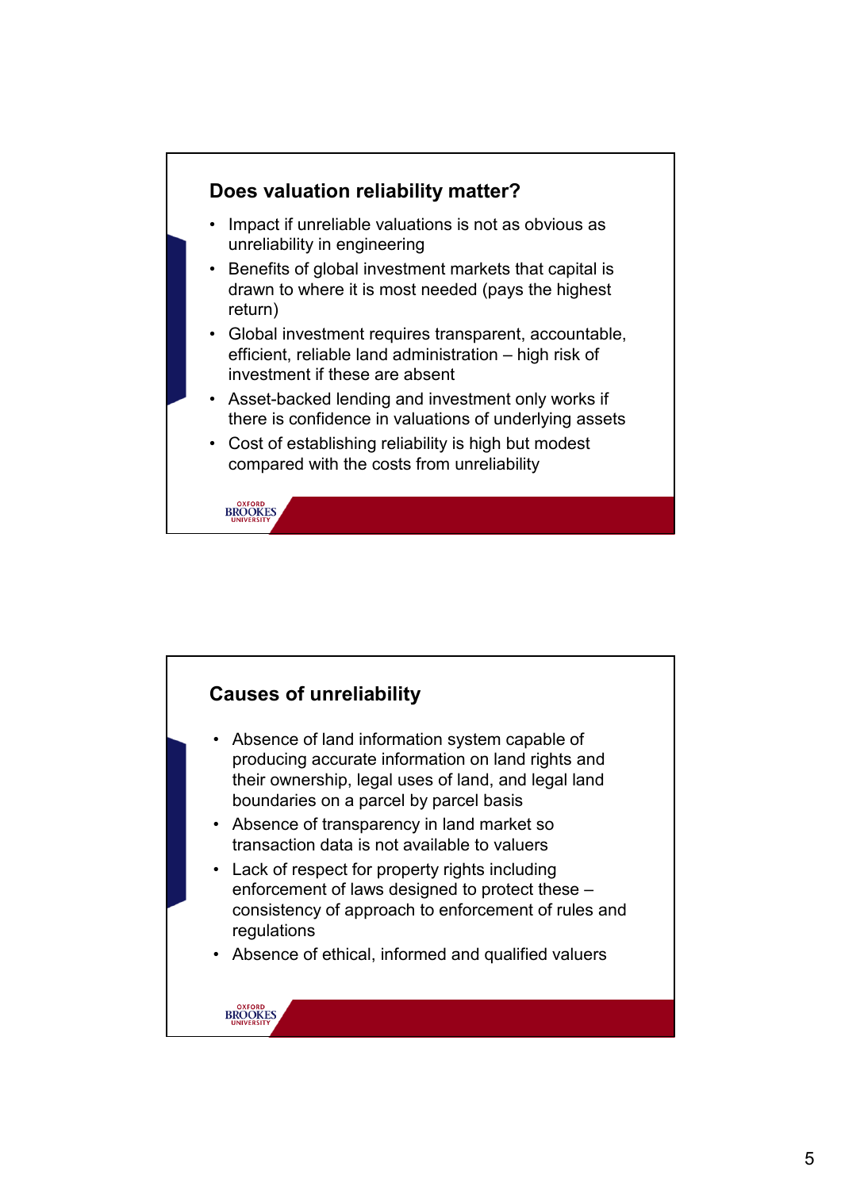## Does valuation reliability matter?

- Impact if unreliable valuations is not as obvious as unreliability in engineering
- Benefits of global investment markets that capital is drawn to where it is most needed (pays the highest return)
- Global investment requires transparent, accountable, efficient, reliable land administration – high risk of investment if these are absent
- Asset-backed lending and investment only works if there is confidence in valuations of underlying assets
- Cost of establishing reliability is high but modest compared with the costs from unreliability

OXFORD BROOKES UNIVERSITY

## Causes of unreliability

- Absence of land information system capable of producing accurate information on land rights and their ownership, legal uses of land, and legal land boundaries on a parcel by parcel basis
- Absence of transparency in land market so transaction data is not available to valuers
- Lack of respect for property rights including enforcement of laws designed to protect these – consistency of approach to enforcement of rules and regulations
- Absence of ethical, informed and qualified valuers

OXFORD BROOKES UNIVERSITY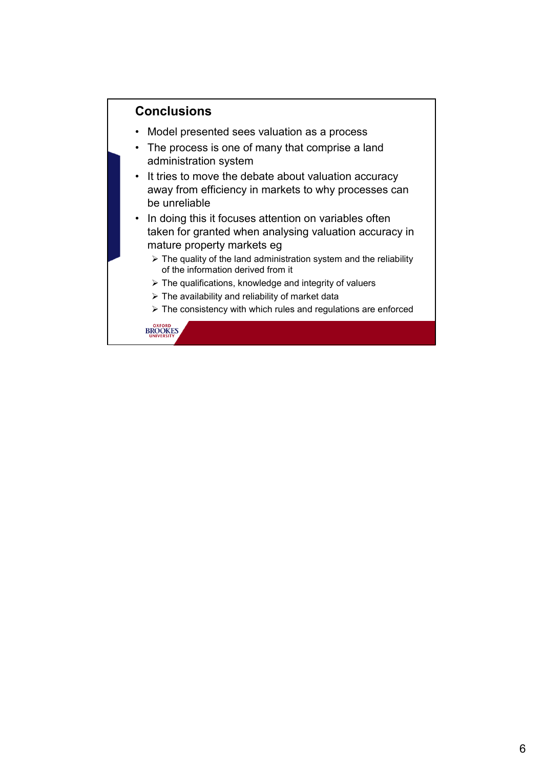## Conclusions

- Model presented sees valuation as a process
- The process is one of many that comprise a land administration system
- It tries to move the debate about valuation accuracy away from efficiency in markets to why processes can be unreliable
- In doing this it focuses attention on variables often taken for granted when analysing valuation accuracy in mature property markets eg
  - The quality of the land administration system and the reliability of the information derived from it
  - The qualifications, knowledge and integrity of valuers
  - The availability and reliability of market data
  - The consistency with which rules and regulations are enforced

OXFORD BROOKES UNIVERSITY